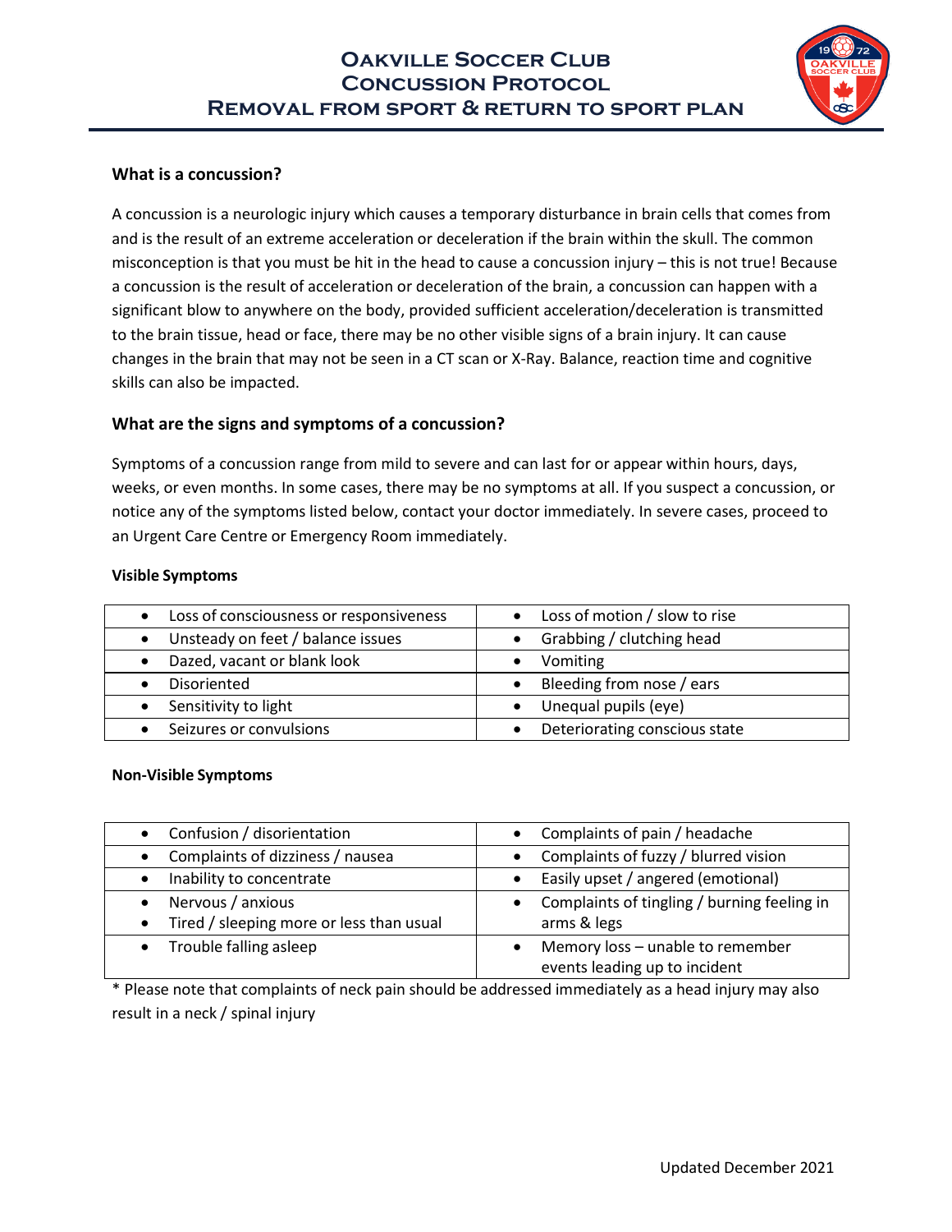# Oakville Soccer Club
# Concussion Protocol
# Removal from sport & Return to Sport Plan

### What is a concussion?

A concussion is a neurologic injury which causes a temporary disturbance in brain cells that comes from and is the result of an extreme acceleration or deceleration if the brain within the skull. The common misconception is that you must be hit in the head to cause a concussion injury – this is not true! Because a concussion is the result of acceleration or deceleration of the brain, a concussion can happen with a significant blow to anywhere on the body, provided sufficient acceleration/deceleration is transmitted to the brain tissue, head or face, there may be no other visible signs of a brain injury. It can cause changes in the brain that may not be seen in a CT scan or X-Ray. Balance, reaction time and cognitive skills can also be impacted.

### What are the signs and symptoms of a concussion?

Symptoms of a concussion range from mild to severe and can last for or appear within hours, days, weeks, or even months. In some cases, there may be no symptoms at all. If you suspect a concussion, or notice any of the symptoms listed below, contact your doctor immediately. In severe cases, proceed to an Urgent Care Centre or Emergency Room immediately.

**Visible Symptoms**

| | |
|---|---|
| • Loss of consciousness or responsiveness | • Loss of motion / slow to rise |
| • Unsteady on feet / balance issues | • Grabbing / clutching head |
| • Dazed, vacant or blank look | • Vomiting |
| • Disoriented | • Bleeding from nose / ears |
| • Sensitivity to light | • Unequal pupils (eye) |
| • Seizures or convulsions | • Deteriorating conscious state |

**Non-Visible Symptoms**

| | |
|---|---|
| • Confusion / disorientation | • Complaints of pain / headache |
| • Complaints of dizziness / nausea | • Complaints of fuzzy / blurred vision |
| • Inability to concentrate | • Easily upset / angered (emotional) |
| • Nervous / anxious<br>• Tired / sleeping more or less than usual | • Complaints of tingling / burning feeling in arms & legs |
| • Trouble falling asleep | • Memory loss – unable to remember events leading up to incident |

* Please note that complaints of neck pain should be addressed immediately as a head injury may also result in a neck / spinal injury

Updated December 2021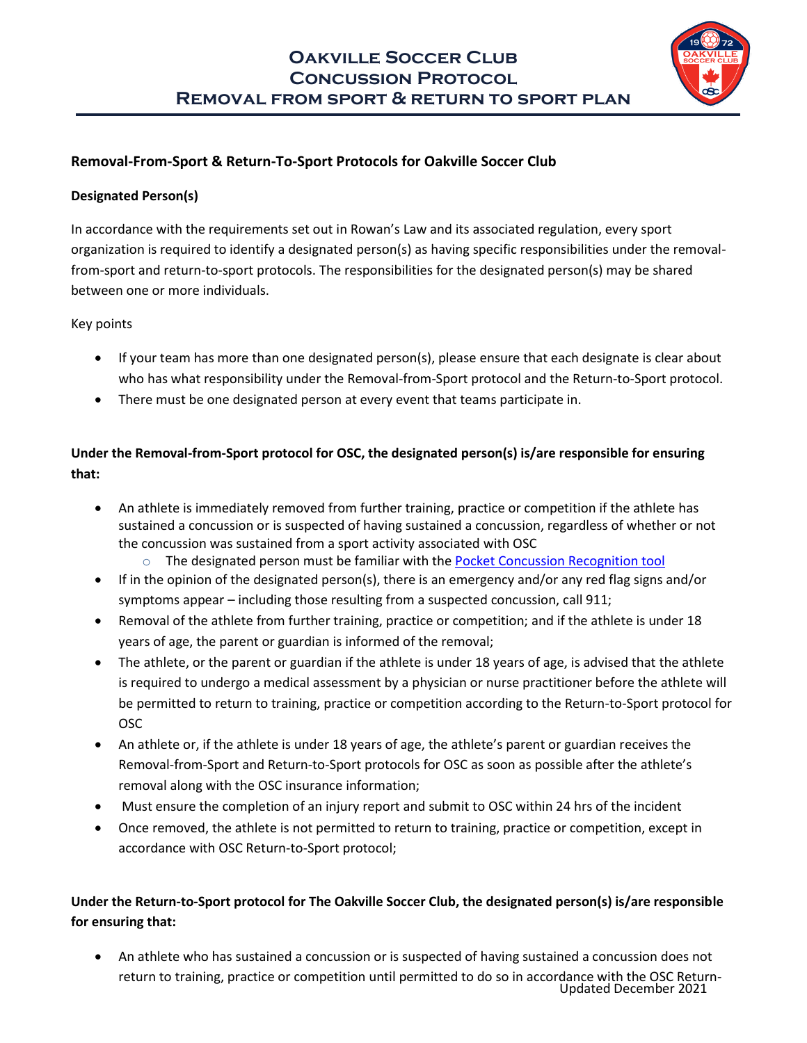# Oakville Soccer Club Concussion Protocol Removal from sport & return to sport plan

## Removal-From-Sport & Return-To-Sport Protocols for Oakville Soccer Club

### Designated Person(s)

In accordance with the requirements set out in Rowan's Law and its associated regulation, every sport organization is required to identify a designated person(s) as having specific responsibilities under the removal-from-sport and return-to-sport protocols. The responsibilities for the designated person(s) may be shared between one or more individuals.

Key points

- If your team has more than one designated person(s), please ensure that each designate is clear about who has what responsibility under the Removal-from-Sport protocol and the Return-to-Sport protocol.
- There must be one designated person at every event that teams participate in.

**Under the Removal-from-Sport protocol for OSC, the designated person(s) is/are responsible for ensuring that:**

- An athlete is immediately removed from further training, practice or competition if the athlete has sustained a concussion or is suspected of having sustained a concussion, regardless of whether or not the concussion was sustained from a sport activity associated with OSC
  - The designated person must be familiar with the [Pocket Concussion Recognition tool]
- If in the opinion of the designated person(s), there is an emergency and/or any red flag signs and/or symptoms appear – including those resulting from a suspected concussion, call 911;
- Removal of the athlete from further training, practice or competition; and if the athlete is under 18 years of age, the parent or guardian is informed of the removal;
- The athlete, or the parent or guardian if the athlete is under 18 years of age, is advised that the athlete is required to undergo a medical assessment by a physician or nurse practitioner before the athlete will be permitted to return to training, practice or competition according to the Return-to-Sport protocol for OSC
- An athlete or, if the athlete is under 18 years of age, the athlete's parent or guardian receives the Removal-from-Sport and Return-to-Sport protocols for OSC as soon as possible after the athlete's removal along with the OSC insurance information;
- Must ensure the completion of an injury report and submit to OSC within 24 hrs of the incident
- Once removed, the athlete is not permitted to return to training, practice or competition, except in accordance with OSC Return-to-Sport protocol;

**Under the Return-to-Sport protocol for The Oakville Soccer Club, the designated person(s) is/are responsible for ensuring that:**

- An athlete who has sustained a concussion or is suspected of having sustained a concussion does not return to training, practice or competition until permitted to do so in accordance with the OSC Return-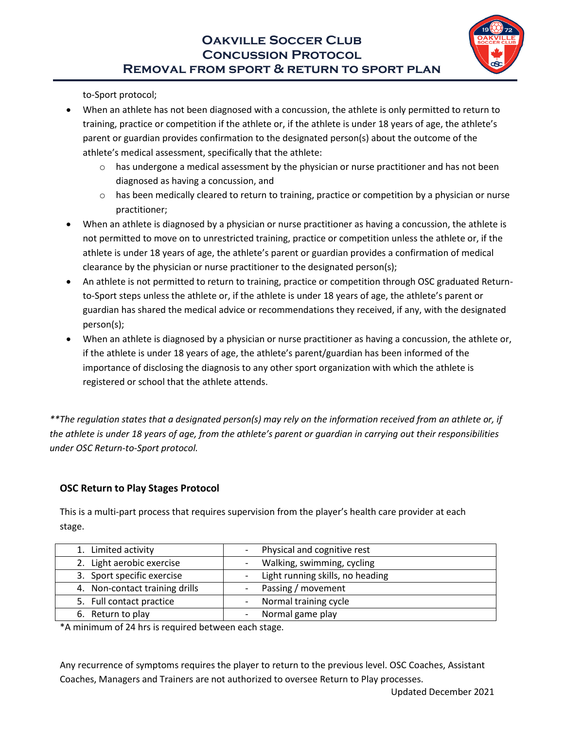to-Sport protocol;

- When an athlete has not been diagnosed with a concussion, the athlete is only permitted to return to training, practice or competition if the athlete or, if the athlete is under 18 years of age, the athlete's parent or guardian provides confirmation to the designated person(s) about the outcome of the athlete's medical assessment, specifically that the athlete:
  - has undergone a medical assessment by the physician or nurse practitioner and has not been diagnosed as having a concussion, and
  - has been medically cleared to return to training, practice or competition by a physician or nurse practitioner;
- When an athlete is diagnosed by a physician or nurse practitioner as having a concussion, the athlete is not permitted to move on to unrestricted training, practice or competition unless the athlete or, if the athlete is under 18 years of age, the athlete's parent or guardian provides a confirmation of medical clearance by the physician or nurse practitioner to the designated person(s);
- An athlete is not permitted to return to training, practice or competition through OSC graduated Return-to-Sport steps unless the athlete or, if the athlete is under 18 years of age, the athlete's parent or guardian has shared the medical advice or recommendations they received, if any, with the designated person(s);
- When an athlete is diagnosed by a physician or nurse practitioner as having a concussion, the athlete or, if the athlete is under 18 years of age, the athlete's parent/guardian has been informed of the importance of disclosing the diagnosis to any other sport organization with which the athlete is registered or school that the athlete attends.

*\*\*The regulation states that a designated person(s) may rely on the information received from an athlete or, if the athlete is under 18 years of age, from the athlete's parent or guardian in carrying out their responsibilities under OSC Return-to-Sport protocol.*

### OSC Return to Play Stages Protocol

This is a multi-part process that requires supervision from the player's health care provider at each stage.

| Stage | Activity |
|---|---|
| 1. Limited activity | - Physical and cognitive rest |
| 2. Light aerobic exercise | - Walking, swimming, cycling |
| 3. Sport specific exercise | - Light running skills, no heading |
| 4. Non-contact training drills | - Passing / movement |
| 5. Full contact practice | - Normal training cycle |
| 6. Return to play | - Normal game play |

*A minimum of 24 hrs is required between each stage.

Any recurrence of symptoms requires the player to return to the previous level. OSC Coaches, Assistant Coaches, Managers and Trainers are not authorized to oversee Return to Play processes.

Updated December 2021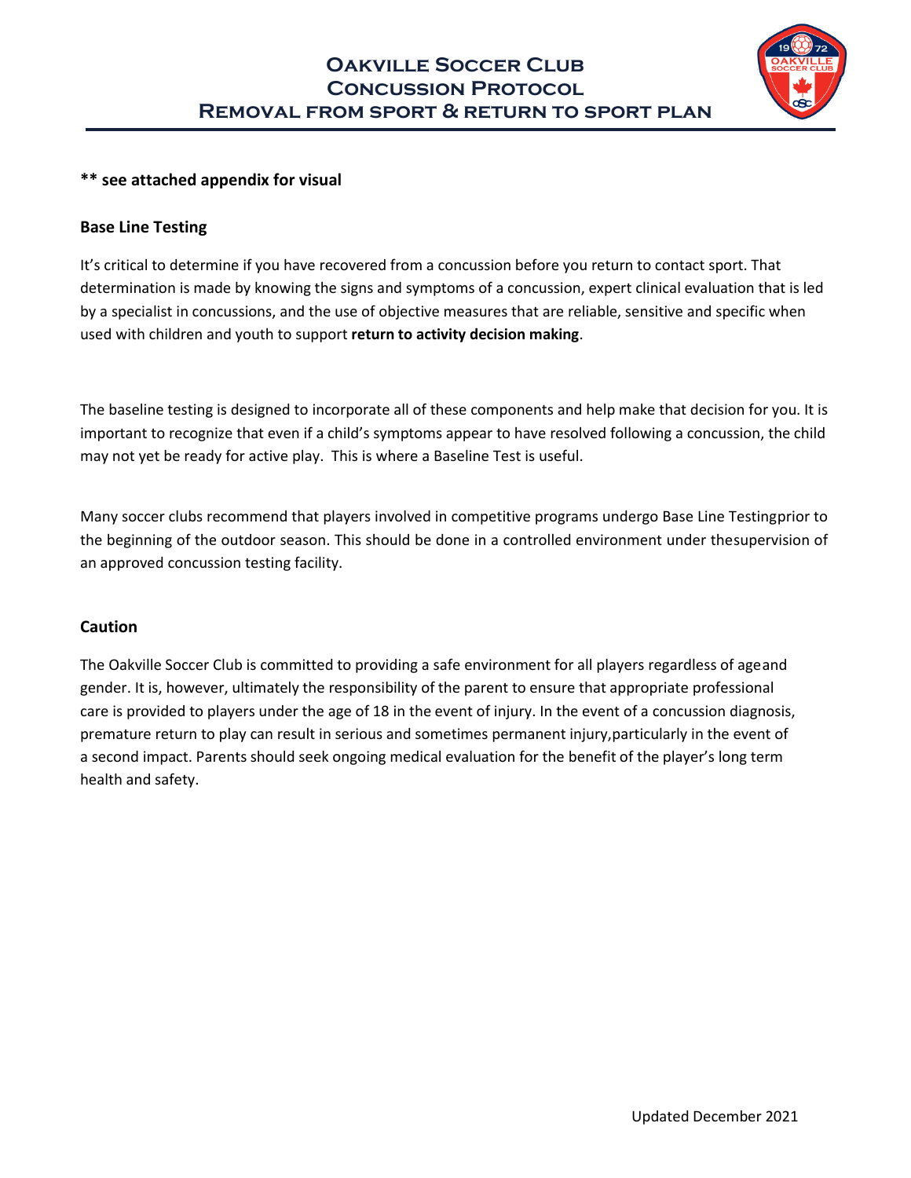**\*\* see attached appendix for visual**

### Base Line Testing

It's critical to determine if you have recovered from a concussion before you return to contact sport. That determination is made by knowing the signs and symptoms of a concussion, expert clinical evaluation that is led by a specialist in concussions, and the use of objective measures that are reliable, sensitive and specific when used with children and youth to support **return to activity decision making**.

The baseline testing is designed to incorporate all of these components and help make that decision for you. It is important to recognize that even if a child's symptoms appear to have resolved following a concussion, the child may not yet be ready for active play. This is where a Baseline Test is useful.

Many soccer clubs recommend that players involved in competitive programs undergo Base Line Testingprior to the beginning of the outdoor season. This should be done in a controlled environment under thesupervision of an approved concussion testing facility.

### Caution

The Oakville Soccer Club is committed to providing a safe environment for all players regardless of ageand gender. It is, however, ultimately the responsibility of the parent to ensure that appropriate professional care is provided to players under the age of 18 in the event of injury. In the event of a concussion diagnosis, premature return to play can result in serious and sometimes permanent injury,particularly in the event of a second impact. Parents should seek ongoing medical evaluation for the benefit of the player's long term health and safety.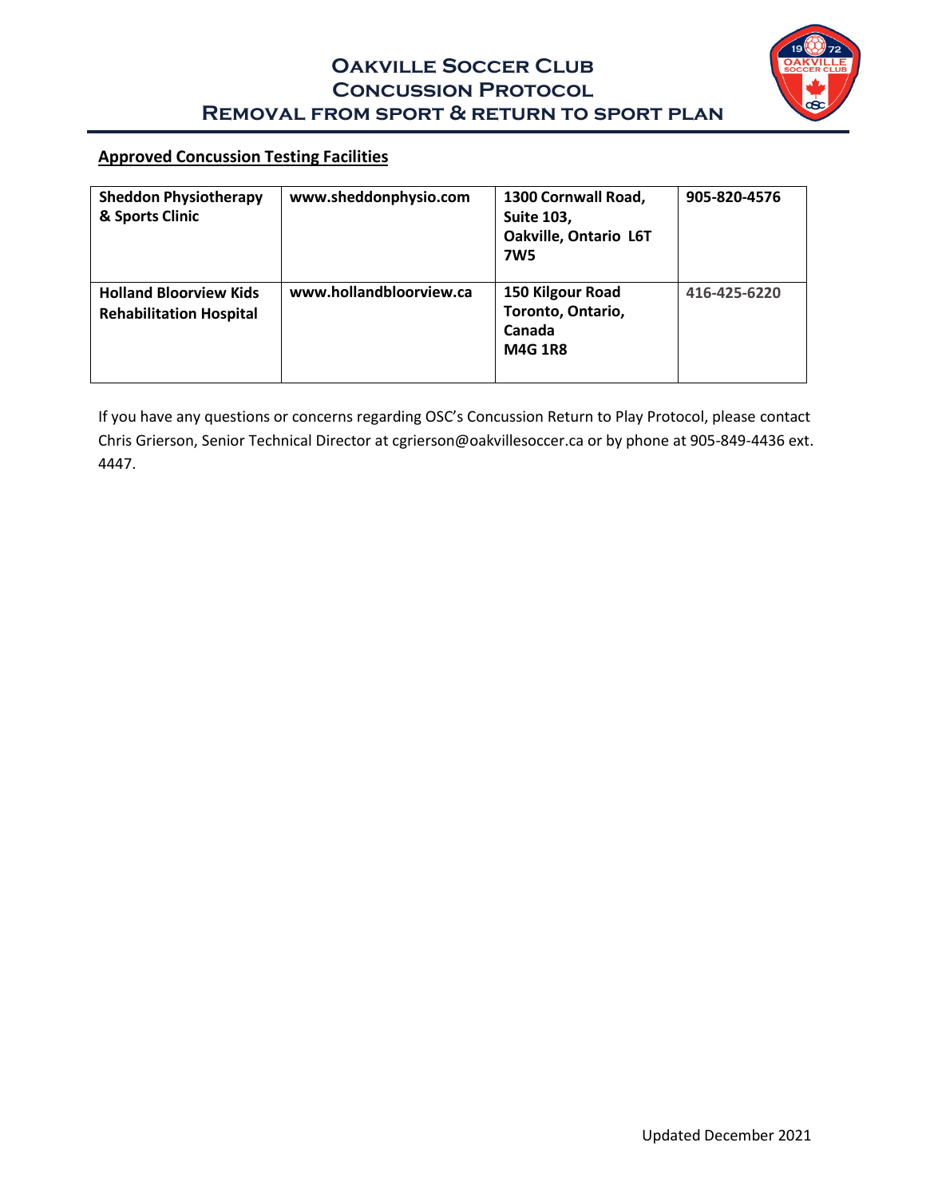## Approved Concussion Testing Facilities

| Facility | Website | Address | Phone |
|---|---|---|---|
| **Sheddon Physiotherapy & Sports Clinic** | **www.sheddonphysio.com** | **1300 Cornwall Road, Suite 103, Oakville, Ontario L6T 7W5** | **905-820-4576** |
| **Holland Bloorview Kids Rehabilitation Hospital** | **www.hollandbloorview.ca** | **150 Kilgour Road Toronto, Ontario, Canada M4G 1R8** | **416-425-6220** |

If you have any questions or concerns regarding OSC's Concussion Return to Play Protocol, please contact Chris Grierson, Senior Technical Director at cgrierson@oakvillesoccer.ca or by phone at 905-849-4436 ext. 4447.

Updated December 2021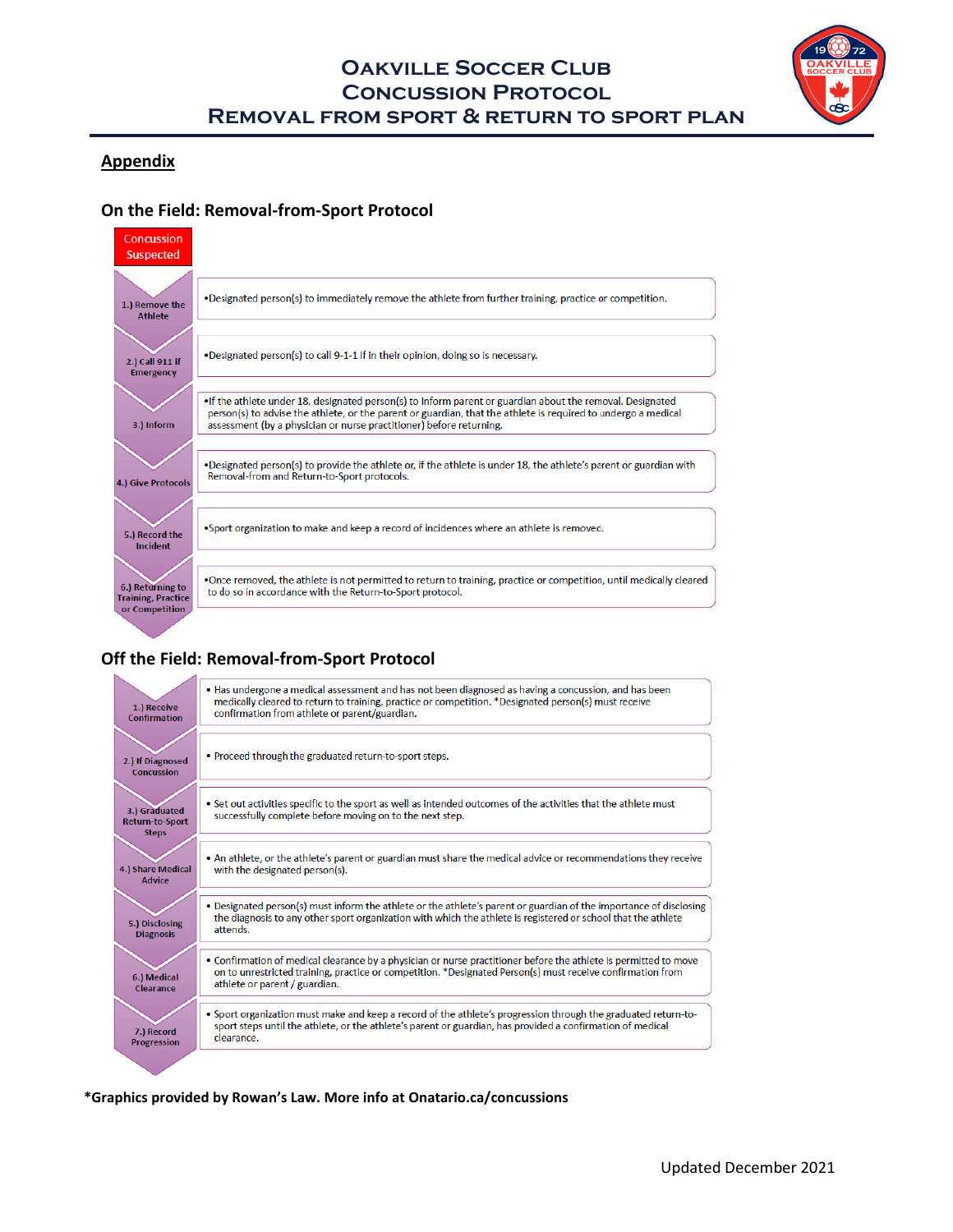## Appendix

### On the Field: Removal-from-Sport Protocol

**Concussion Suspected**

| | |
|---|---|
| 1.) Remove the Athlete | •Designated person(s) to immediately remove the athlete from further training, practice or competition. |
| 2.) Call 911 if Emergency | •Designated person(s) to call 9-1-1 if in their opinion, doing so is necessary. |
| 3.) Inform | •If the athlete under 18, designated person(s) to inform parent or guardian about the removal. Designated person(s) to advise the athlete, or the parent or guardian, that the athlete is required to undergo a medical assessment (by a physician or nurse practitioner) before returning. |
| 4.) Give Protocols | •Designated person(s) to provide the athlete or, if the athlete is under 18, the athlete's parent or guardian with Removal-from and Return-to-Sport protocols. |
| 5.) Record the Incident | •Sport organization to make and keep a record of incidences where an athlete is removed. |
| 6.) Returning to Training, Practice or Competition | •Once removed, the athlete is not permitted to return to training, practice or competition, until medically cleared to do so in accordance with the Return-to-Sport protocol. |

### Off the Field: Removal-from-Sport Protocol

| | |
|---|---|
| 1.) Receive Confirmation | • Has undergone a medical assessment and has not been diagnosed as having a concussion, and has been medically cleared to return to training, practice or competition. *Designated person(s) must receive confirmation from athlete or parent/guardian. |
| 2.) If Diagnosed Concussion | • Proceed through the graduated return-to-sport steps. |
| 3.) Graduated Return-to-Sport Steps | • Set out activities specific to the sport as well as intended outcomes of the activities that the athlete must successfully complete before moving on to the next step. |
| 4.) Share Medical Advice | • An athlete, or the athlete's parent or guardian must share the medical advice or recommendations they receive with the designated person(s). |
| 5.) Disclosing Diagnosis | • Designated person(s) must inform the athlete or the athlete's parent or guardian of the importance of disclosing the diagnosis to any other sport organization with which the athlete is registered or school that the athlete attends. |
| 6.) Medical Clearance | • Confirmation of medical clearance by a physician or nurse practitioner before the athlete is permitted to move on to unrestricted training, practice or competition. *Designated Person(s) must receive confirmation from athlete or parent / guardian. |
| 7.) Record Progression | • Sport organization must make and keep a record of the athlete's progression through the graduated return-to-sport steps until the athlete, or the athlete's parent or guardian, has provided a confirmation of medical clearance. |

**\*Graphics provided by Rowan's Law. More info at Onatario.ca/concussions**

Updated December 2021